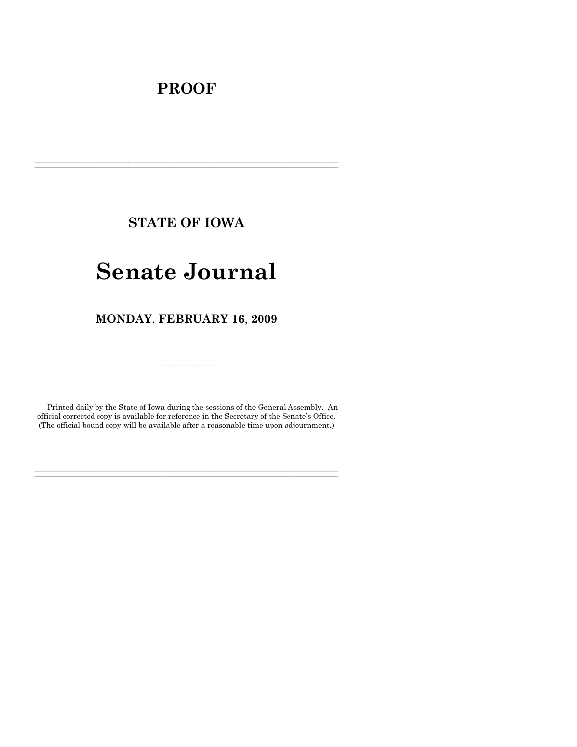# PROOF

---

## STATE OF IOWA

# Senate Journal

## MONDAY, FEBRUARY 16, 2009

---

Printed daily by the State of Iowa during the sessions of the General Assembly. An official corrected copy is available for reference in the Secretary of the Senate's Office. (The official bound copy will be available after a reasonable time upon adjournment.)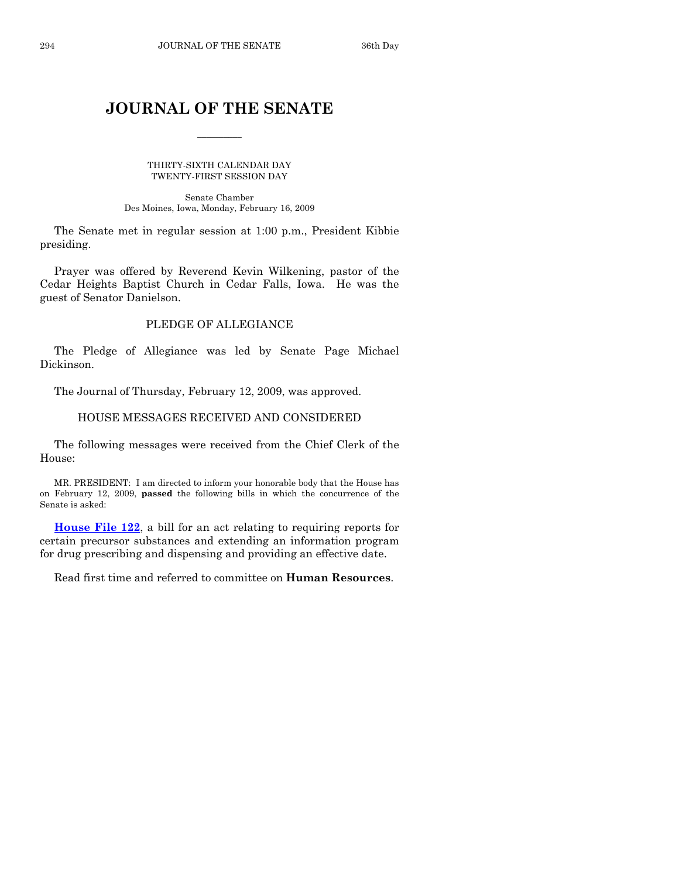# JOURNAL OF THE SENATE

THIRTY-SIXTH CALENDAR DAY
TWENTY-FIRST SESSION DAY

Senate Chamber
Des Moines, Iowa, Monday, February 16, 2009

The Senate met in regular session at 1:00 p.m., President Kibbie presiding.

Prayer was offered by Reverend Kevin Wilkening, pastor of the Cedar Heights Baptist Church in Cedar Falls, Iowa. He was the guest of Senator Danielson.

## PLEDGE OF ALLEGIANCE

The Pledge of Allegiance was led by Senate Page Michael Dickinson.

The Journal of Thursday, February 12, 2009, was approved.

## HOUSE MESSAGES RECEIVED AND CONSIDERED

The following messages were received from the Chief Clerk of the House:

MR. PRESIDENT: I am directed to inform your honorable body that the House has on February 12, 2009, **passed** the following bills in which the concurrence of the Senate is asked:

**House File 122**, a bill for an act relating to requiring reports for certain precursor substances and extending an information program for drug prescribing and dispensing and providing an effective date.

Read first time and referred to committee on **Human Resources**.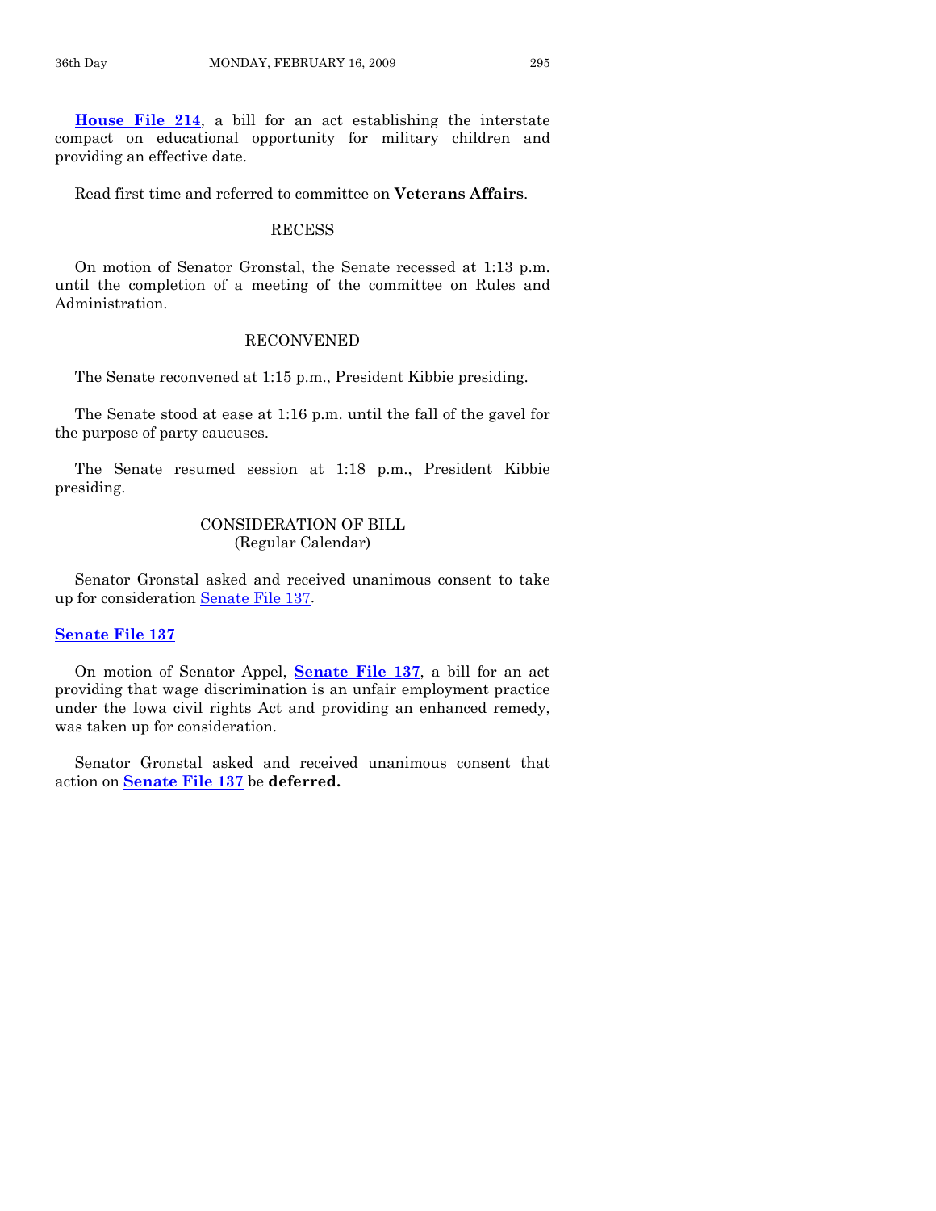**House File 214**, a bill for an act establishing the interstate compact on educational opportunity for military children and providing an effective date.

Read first time and referred to committee on **Veterans Affairs**.

## RECESS

On motion of Senator Gronstal, the Senate recessed at 1:13 p.m. until the completion of a meeting of the committee on Rules and Administration.

## RECONVENED

The Senate reconvened at 1:15 p.m., President Kibbie presiding.

The Senate stood at ease at 1:16 p.m. until the fall of the gavel for the purpose of party caucuses.

The Senate resumed session at 1:18 p.m., President Kibbie presiding.

## CONSIDERATION OF BILL
(Regular Calendar)

Senator Gronstal asked and received unanimous consent to take up for consideration Senate File 137.

**Senate File 137**

On motion of Senator Appel, **Senate File 137**, a bill for an act providing that wage discrimination is an unfair employment practice under the Iowa civil rights Act and providing an enhanced remedy, was taken up for consideration.

Senator Gronstal asked and received unanimous consent that action on **Senate File 137** be **deferred.**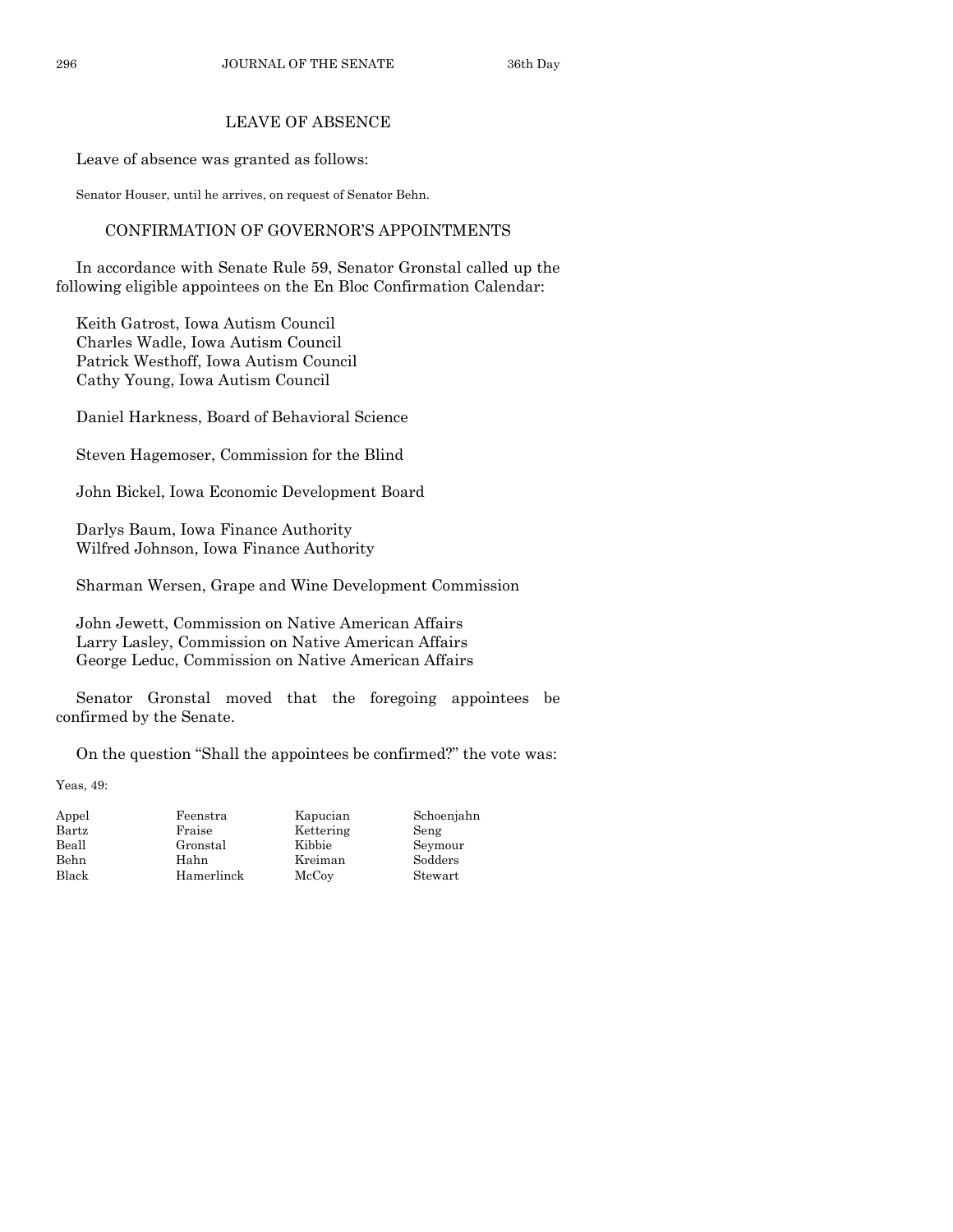## LEAVE OF ABSENCE

Leave of absence was granted as follows:

Senator Houser, until he arrives, on request of Senator Behn.

## CONFIRMATION OF GOVERNOR'S APPOINTMENTS

In accordance with Senate Rule 59, Senator Gronstal called up the following eligible appointees on the En Bloc Confirmation Calendar:

Keith Gatrost, Iowa Autism Council
Charles Wadle, Iowa Autism Council
Patrick Westhoff, Iowa Autism Council
Cathy Young, Iowa Autism Council

Daniel Harkness, Board of Behavioral Science

Steven Hagemoser, Commission for the Blind

John Bickel, Iowa Economic Development Board

Darlys Baum, Iowa Finance Authority
Wilfred Johnson, Iowa Finance Authority

Sharman Wersen, Grape and Wine Development Commission

John Jewett, Commission on Native American Affairs
Larry Lasley, Commission on Native American Affairs
George Leduc, Commission on Native American Affairs

Senator Gronstal moved that the foregoing appointees be confirmed by the Senate.

On the question "Shall the appointees be confirmed?" the vote was:

Yeas, 49:

| | | | |
|---|---|---|---|
| Appel | Feenstra | Kapucian | Schoenjahn |
| Bartz | Fraise | Kettering | Seng |
| Beall | Gronstal | Kibbie | Seymour |
| Behn | Hahn | Kreiman | Sodders |
| Black | Hamerlinck | McCoy | Stewart |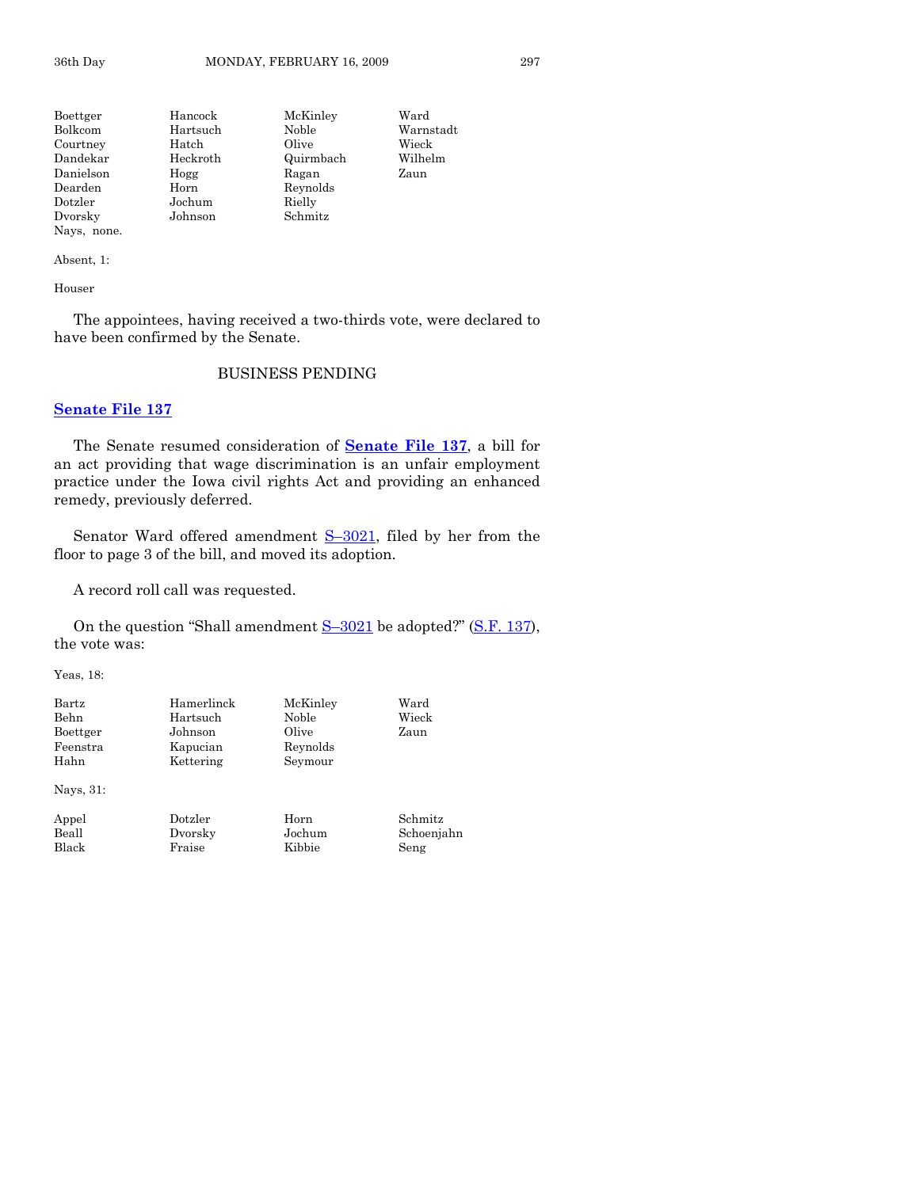| | | | |
|---|---|---|---|
| Boettger | Hancock | McKinley | Ward |
| Bolkcom | Hartsuch | Noble | Warnstadt |
| Courtney | Hatch | Olive | Wieck |
| Dandekar | Heckroth | Quirmbach | Wilhelm |
| Danielson | Hogg | Ragan | Zaun |
| Dearden | Horn | Reynolds | |
| Dotzler | Jochum | Rielly | |
| Dvorsky | Johnson | Schmitz | |

Nays, none.

Absent, 1:

Houser

The appointees, having received a two-thirds vote, were declared to have been confirmed by the Senate.

## BUSINESS PENDING

### **Senate File 137**

The Senate resumed consideration of **Senate File 137**, a bill for an act providing that wage discrimination is an unfair employment practice under the Iowa civil rights Act and providing an enhanced remedy, previously deferred.

Senator Ward offered amendment S–3021, filed by her from the floor to page 3 of the bill, and moved its adoption.

A record roll call was requested.

On the question "Shall amendment S–3021 be adopted?" (S.F. 137), the vote was:

Yeas, 18:

| | | | |
|---|---|---|---|
| Bartz | Hamerlinck | McKinley | Ward |
| Behn | Hartsuch | Noble | Wieck |
| Boettger | Johnson | Olive | Zaun |
| Feenstra | Kapucian | Reynolds | |
| Hahn | Kettering | Seymour | |

Nays, 31:

| | | | |
|---|---|---|---|
| Appel | Dotzler | Horn | Schmitz |
| Beall | Dvorsky | Jochum | Schoenjahn |
| Black | Fraise | Kibbie | Seng |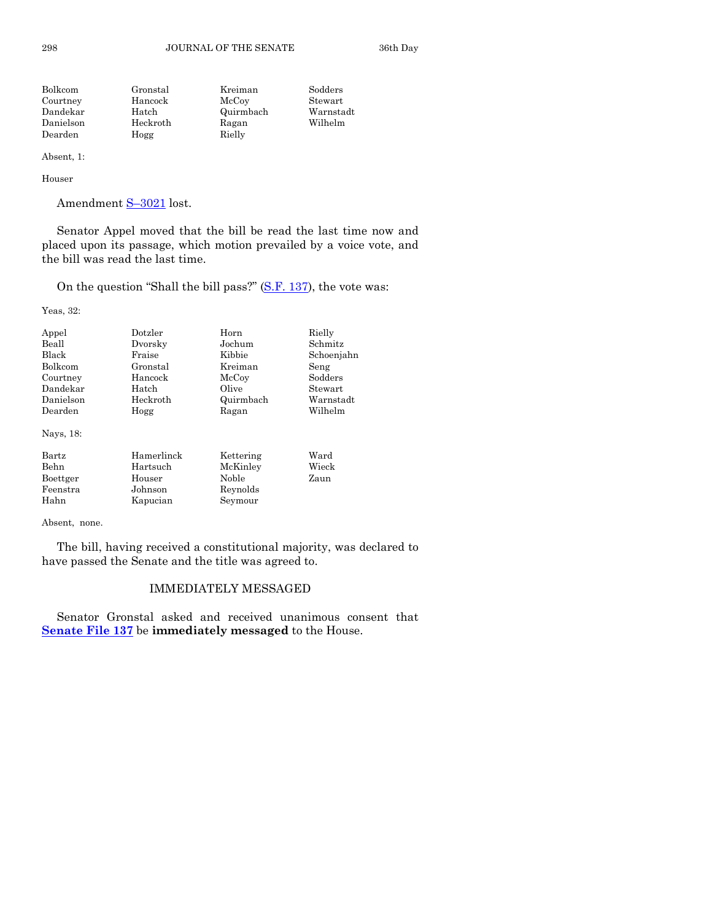| | | | |
|---|---|---|---|
| Bolkcom | Gronstal | Kreiman | Sodders |
| Courtney | Hancock | McCoy | Stewart |
| Dandekar | Hatch | Quirmbach | Warnstadt |
| Danielson | Heckroth | Ragan | Wilhelm |
| Dearden | Hogg | Rielly | |

Absent, 1:

Houser

Amendment S–3021 lost.

Senator Appel moved that the bill be read the last time now and placed upon its passage, which motion prevailed by a voice vote, and the bill was read the last time.

On the question "Shall the bill pass?" (S.F. 137), the vote was:

Yeas, 32:

| | | | |
|---|---|---|---|
| Appel | Dotzler | Horn | Rielly |
| Beall | Dvorsky | Jochum | Schmitz |
| Black | Fraise | Kibbie | Schoenjahn |
| Bolkcom | Gronstal | Kreiman | Seng |
| Courtney | Hancock | McCoy | Sodders |
| Dandekar | Hatch | Olive | Stewart |
| Danielson | Heckroth | Quirmbach | Warnstadt |
| Dearden | Hogg | Ragan | Wilhelm |

Nays, 18:

| | | | |
|---|---|---|---|
| Bartz | Hamerlinck | Kettering | Ward |
| Behn | Hartsuch | McKinley | Wieck |
| Boettger | Houser | Noble | Zaun |
| Feenstra | Johnson | Reynolds | |
| Hahn | Kapucian | Seymour | |

Absent, none.

The bill, having received a constitutional majority, was declared to have passed the Senate and the title was agreed to.

## IMMEDIATELY MESSAGED

Senator Gronstal asked and received unanimous consent that **Senate File 137** be **immediately messaged** to the House.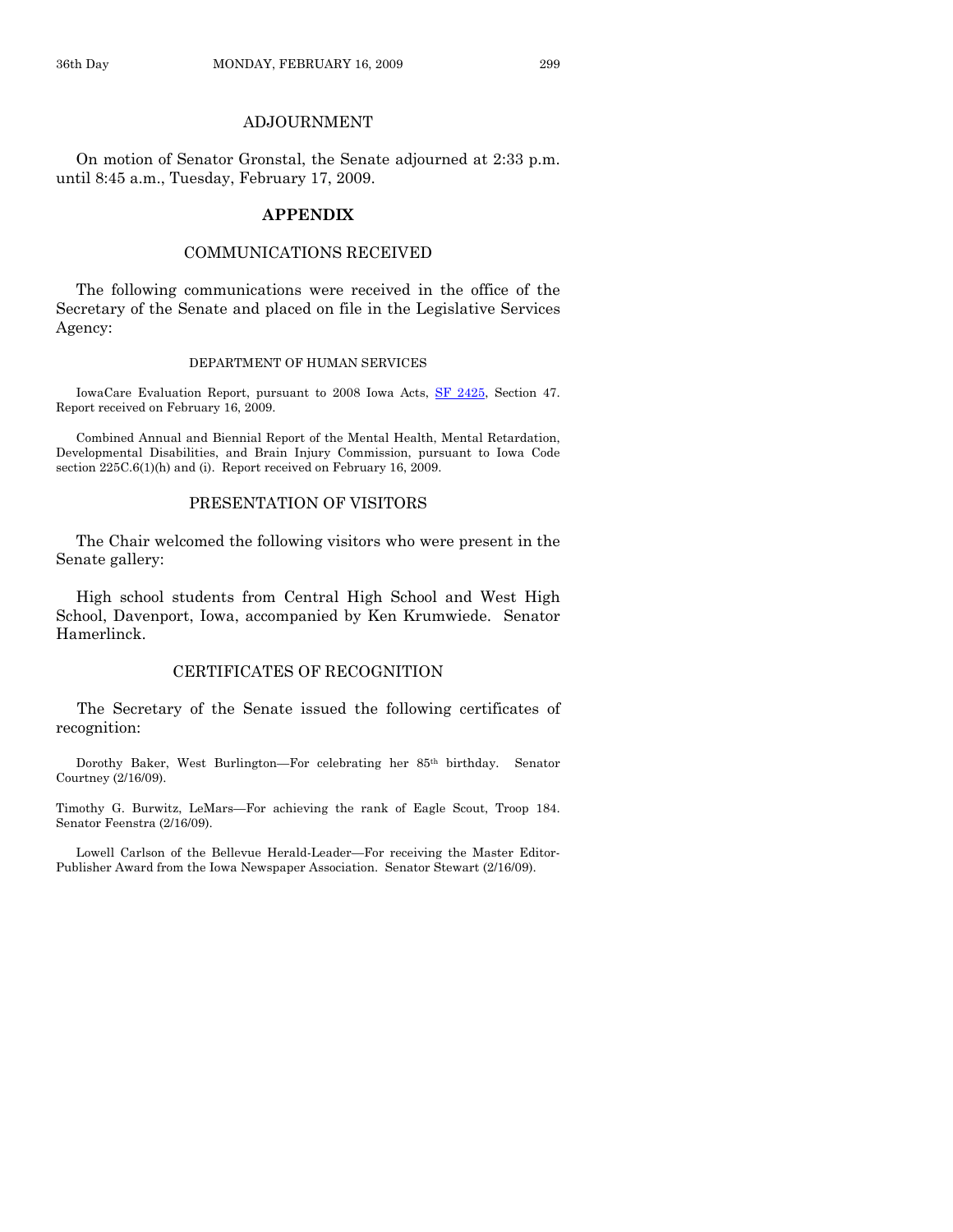## ADJOURNMENT

On motion of Senator Gronstal, the Senate adjourned at 2:33 p.m. until 8:45 a.m., Tuesday, February 17, 2009.

## APPENDIX

### COMMUNICATIONS RECEIVED

The following communications were received in the office of the Secretary of the Senate and placed on file in the Legislative Services Agency:

#### DEPARTMENT OF HUMAN SERVICES

IowaCare Evaluation Report, pursuant to 2008 Iowa Acts, SF 2425, Section 47. Report received on February 16, 2009.

Combined Annual and Biennial Report of the Mental Health, Mental Retardation, Developmental Disabilities, and Brain Injury Commission, pursuant to Iowa Code section 225C.6(1)(h) and (i). Report received on February 16, 2009.

### PRESENTATION OF VISITORS

The Chair welcomed the following visitors who were present in the Senate gallery:

High school students from Central High School and West High School, Davenport, Iowa, accompanied by Ken Krumwiede. Senator Hamerlinck.

### CERTIFICATES OF RECOGNITION

The Secretary of the Senate issued the following certificates of recognition:

Dorothy Baker, West Burlington—For celebrating her 85th birthday. Senator Courtney (2/16/09).

Timothy G. Burwitz, LeMars—For achieving the rank of Eagle Scout, Troop 184. Senator Feenstra (2/16/09).

Lowell Carlson of the Bellevue Herald-Leader—For receiving the Master Editor-Publisher Award from the Iowa Newspaper Association. Senator Stewart (2/16/09).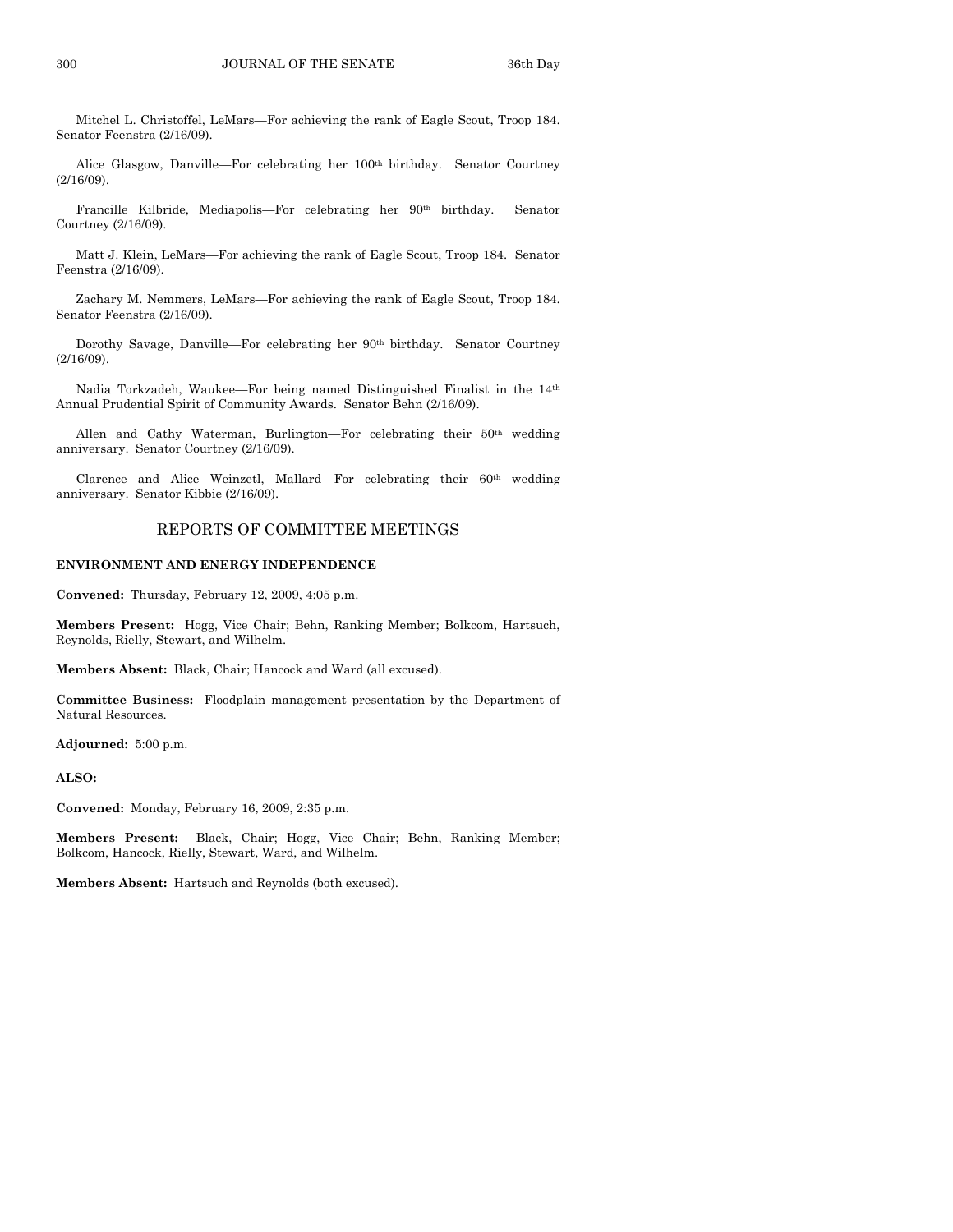Mitchel L. Christoffel, LeMars—For achieving the rank of Eagle Scout, Troop 184. Senator Feenstra (2/16/09).

Alice Glasgow, Danville—For celebrating her 100th birthday. Senator Courtney (2/16/09).

Francille Kilbride, Mediapolis—For celebrating her 90th birthday. Senator Courtney (2/16/09).

Matt J. Klein, LeMars—For achieving the rank of Eagle Scout, Troop 184. Senator Feenstra (2/16/09).

Zachary M. Nemmers, LeMars—For achieving the rank of Eagle Scout, Troop 184. Senator Feenstra (2/16/09).

Dorothy Savage, Danville—For celebrating her 90th birthday. Senator Courtney (2/16/09).

Nadia Torkzadeh, Waukee—For being named Distinguished Finalist in the 14th Annual Prudential Spirit of Community Awards. Senator Behn (2/16/09).

Allen and Cathy Waterman, Burlington—For celebrating their 50th wedding anniversary. Senator Courtney (2/16/09).

Clarence and Alice Weinzetl, Mallard—For celebrating their 60th wedding anniversary. Senator Kibbie (2/16/09).

## REPORTS OF COMMITTEE MEETINGS

**ENVIRONMENT AND ENERGY INDEPENDENCE**

**Convened:** Thursday, February 12, 2009, 4:05 p.m.

**Members Present:** Hogg, Vice Chair; Behn, Ranking Member; Bolkcom, Hartsuch, Reynolds, Rielly, Stewart, and Wilhelm.

**Members Absent:** Black, Chair; Hancock and Ward (all excused).

**Committee Business:** Floodplain management presentation by the Department of Natural Resources.

**Adjourned:** 5:00 p.m.

**ALSO:**

**Convened:** Monday, February 16, 2009, 2:35 p.m.

**Members Present:** Black, Chair; Hogg, Vice Chair; Behn, Ranking Member; Bolkcom, Hancock, Rielly, Stewart, Ward, and Wilhelm.

**Members Absent:** Hartsuch and Reynolds (both excused).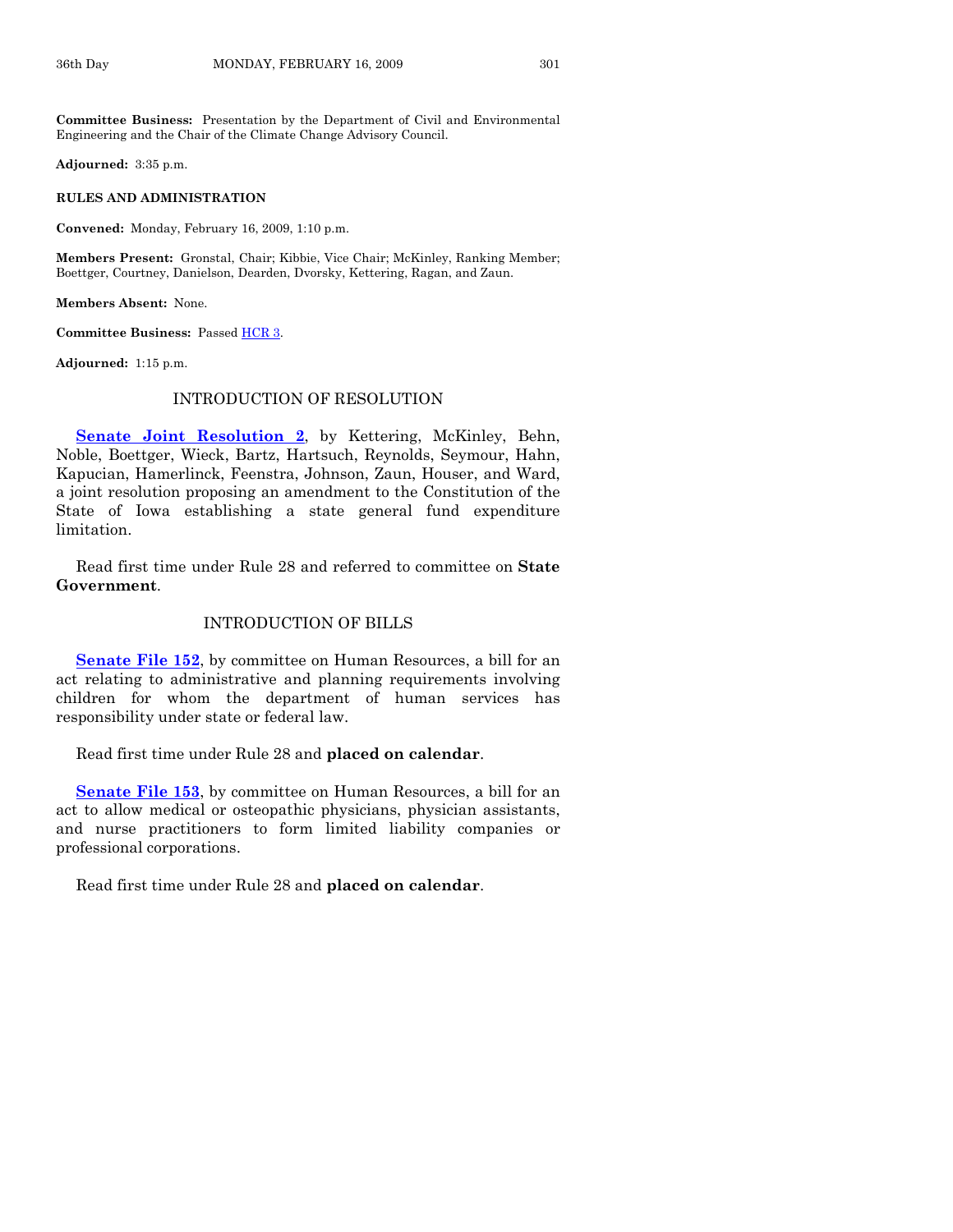**Committee Business:** Presentation by the Department of Civil and Environmental Engineering and the Chair of the Climate Change Advisory Council.

**Adjourned:** 3:35 p.m.

**RULES AND ADMINISTRATION**

**Convened:** Monday, February 16, 2009, 1:10 p.m.

**Members Present:** Gronstal, Chair; Kibbie, Vice Chair; McKinley, Ranking Member; Boettger, Courtney, Danielson, Dearden, Dvorsky, Kettering, Ragan, and Zaun.

**Members Absent:** None.

**Committee Business:** Passed HCR 3.

**Adjourned:** 1:15 p.m.

## INTRODUCTION OF RESOLUTION

**Senate Joint Resolution 2**, by Kettering, McKinley, Behn, Noble, Boettger, Wieck, Bartz, Hartsuch, Reynolds, Seymour, Hahn, Kapucian, Hamerlinck, Feenstra, Johnson, Zaun, Houser, and Ward, a joint resolution proposing an amendment to the Constitution of the State of Iowa establishing a state general fund expenditure limitation.

Read first time under Rule 28 and referred to committee on **State Government**.

## INTRODUCTION OF BILLS

**Senate File 152**, by committee on Human Resources, a bill for an act relating to administrative and planning requirements involving children for whom the department of human services has responsibility under state or federal law.

Read first time under Rule 28 and **placed on calendar**.

**Senate File 153**, by committee on Human Resources, a bill for an act to allow medical or osteopathic physicians, physician assistants, and nurse practitioners to form limited liability companies or professional corporations.

Read first time under Rule 28 and **placed on calendar**.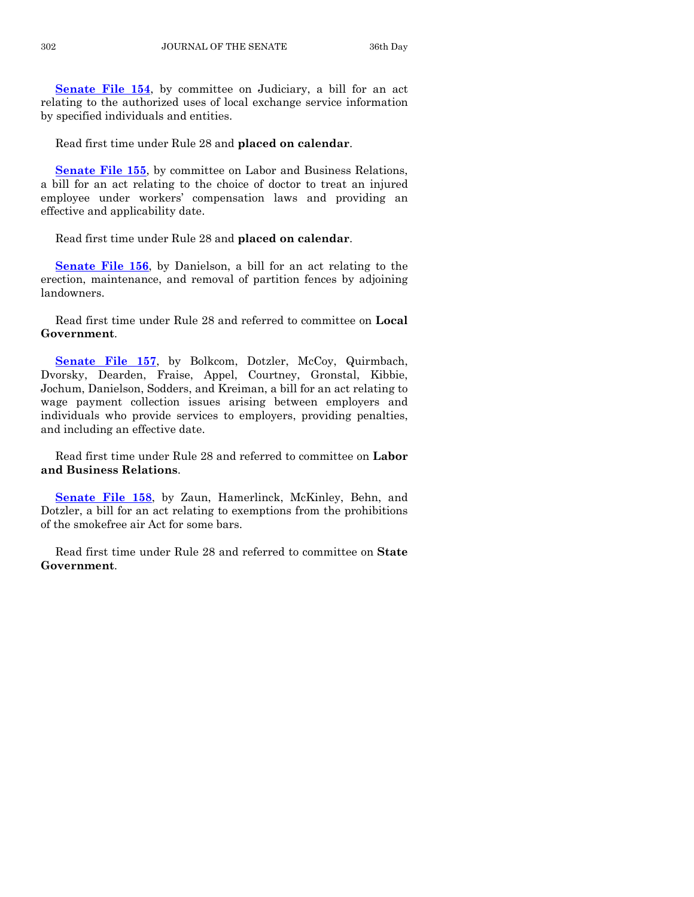**Senate File 154**, by committee on Judiciary, a bill for an act relating to the authorized uses of local exchange service information by specified individuals and entities.

Read first time under Rule 28 and **placed on calendar**.

**Senate File 155**, by committee on Labor and Business Relations, a bill for an act relating to the choice of doctor to treat an injured employee under workers' compensation laws and providing an effective and applicability date.

Read first time under Rule 28 and **placed on calendar**.

**Senate File 156**, by Danielson, a bill for an act relating to the erection, maintenance, and removal of partition fences by adjoining landowners.

Read first time under Rule 28 and referred to committee on **Local Government**.

**Senate File 157**, by Bolkcom, Dotzler, McCoy, Quirmbach, Dvorsky, Dearden, Fraise, Appel, Courtney, Gronstal, Kibbie, Jochum, Danielson, Sodders, and Kreiman, a bill for an act relating to wage payment collection issues arising between employers and individuals who provide services to employers, providing penalties, and including an effective date.

Read first time under Rule 28 and referred to committee on **Labor and Business Relations**.

**Senate File 158**, by Zaun, Hamerlinck, McKinley, Behn, and Dotzler, a bill for an act relating to exemptions from the prohibitions of the smokefree air Act for some bars.

Read first time under Rule 28 and referred to committee on **State Government**.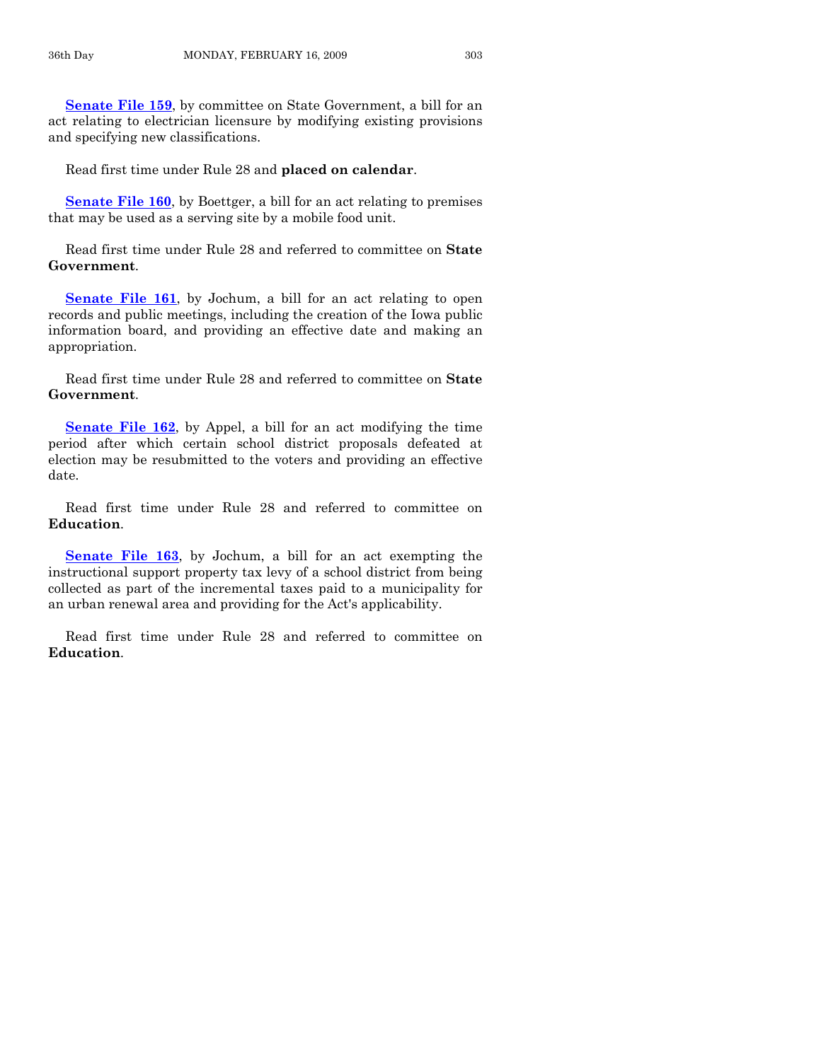**Senate File 159**, by committee on State Government, a bill for an act relating to electrician licensure by modifying existing provisions and specifying new classifications.

Read first time under Rule 28 and **placed on calendar**.

**Senate File 160**, by Boettger, a bill for an act relating to premises that may be used as a serving site by a mobile food unit.

Read first time under Rule 28 and referred to committee on **State Government**.

**Senate File 161**, by Jochum, a bill for an act relating to open records and public meetings, including the creation of the Iowa public information board, and providing an effective date and making an appropriation.

Read first time under Rule 28 and referred to committee on **State Government**.

**Senate File 162**, by Appel, a bill for an act modifying the time period after which certain school district proposals defeated at election may be resubmitted to the voters and providing an effective date.

Read first time under Rule 28 and referred to committee on **Education**.

**Senate File 163**, by Jochum, a bill for an act exempting the instructional support property tax levy of a school district from being collected as part of the incremental taxes paid to a municipality for an urban renewal area and providing for the Act's applicability.

Read first time under Rule 28 and referred to committee on **Education**.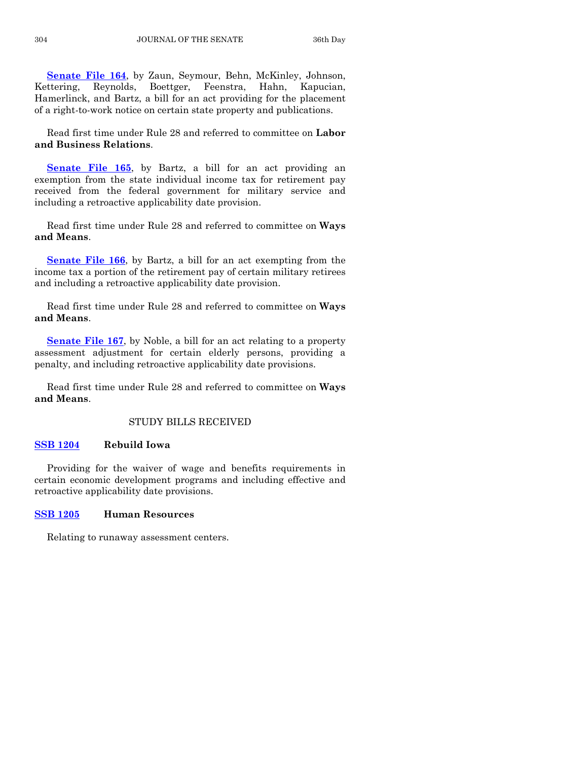**Senate File 164**, by Zaun, Seymour, Behn, McKinley, Johnson, Kettering, Reynolds, Boettger, Feenstra, Hahn, Kapucian, Hamerlinck, and Bartz, a bill for an act providing for the placement of a right-to-work notice on certain state property and publications.

Read first time under Rule 28 and referred to committee on **Labor and Business Relations**.

**Senate File 165**, by Bartz, a bill for an act providing an exemption from the state individual income tax for retirement pay received from the federal government for military service and including a retroactive applicability date provision.

Read first time under Rule 28 and referred to committee on **Ways and Means**.

**Senate File 166**, by Bartz, a bill for an act exempting from the income tax a portion of the retirement pay of certain military retirees and including a retroactive applicability date provision.

Read first time under Rule 28 and referred to committee on **Ways and Means**.

**Senate File 167**, by Noble, a bill for an act relating to a property assessment adjustment for certain elderly persons, providing a penalty, and including retroactive applicability date provisions.

Read first time under Rule 28 and referred to committee on **Ways and Means**.

## STUDY BILLS RECEIVED

**SSB 1204** **Rebuild Iowa**

Providing for the waiver of wage and benefits requirements in certain economic development programs and including effective and retroactive applicability date provisions.

**SSB 1205** **Human Resources**

Relating to runaway assessment centers.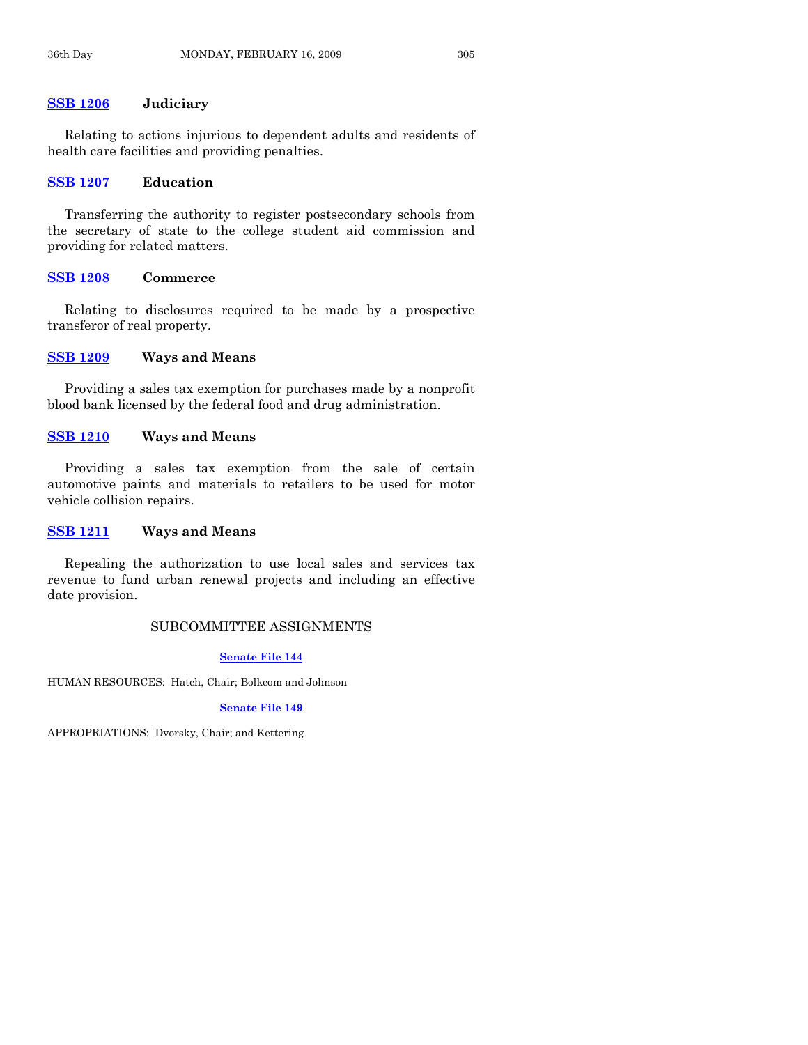**SSB 1206** **Judiciary**

Relating to actions injurious to dependent adults and residents of health care facilities and providing penalties.

**SSB 1207** **Education**

Transferring the authority to register postsecondary schools from the secretary of state to the college student aid commission and providing for related matters.

**SSB 1208** **Commerce**

Relating to disclosures required to be made by a prospective transferor of real property.

**SSB 1209** **Ways and Means**

Providing a sales tax exemption for purchases made by a nonprofit blood bank licensed by the federal food and drug administration.

**SSB 1210** **Ways and Means**

Providing a sales tax exemption from the sale of certain automotive paints and materials to retailers to be used for motor vehicle collision repairs.

**SSB 1211** **Ways and Means**

Repealing the authorization to use local sales and services tax revenue to fund urban renewal projects and including an effective date provision.

## SUBCOMMITTEE ASSIGNMENTS

**Senate File 144**

HUMAN RESOURCES: Hatch, Chair; Bolkcom and Johnson

**Senate File 149**

APPROPRIATIONS: Dvorsky, Chair; and Kettering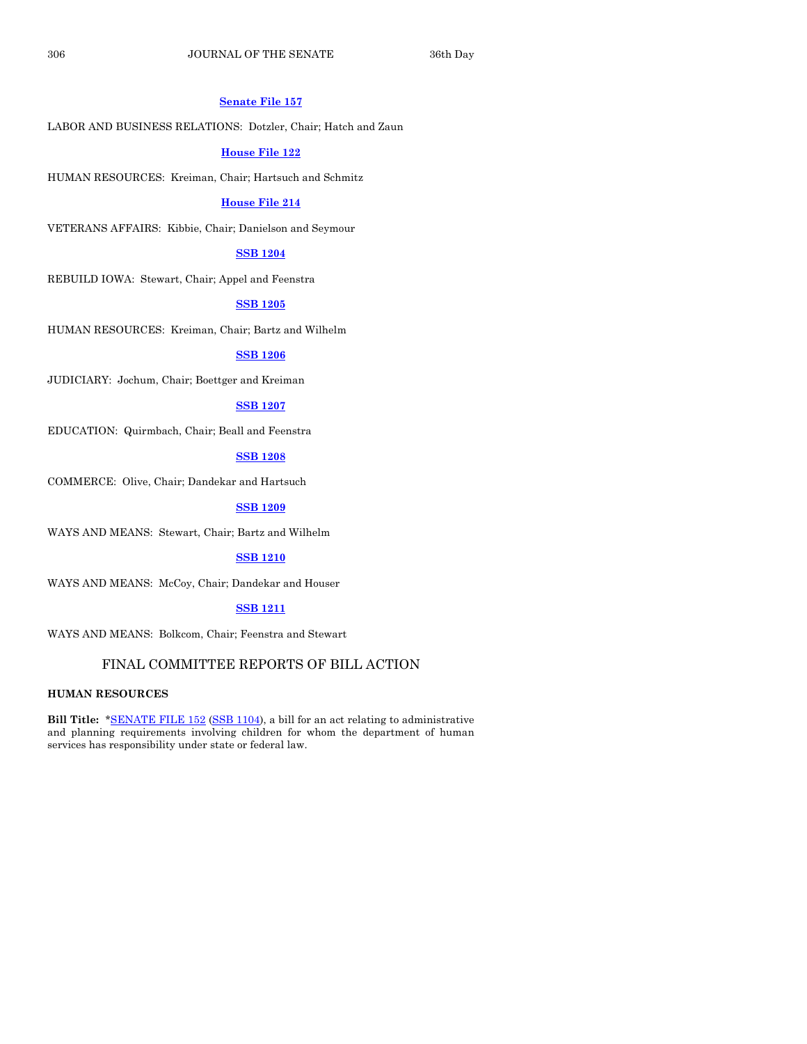**Senate File 157**

LABOR AND BUSINESS RELATIONS: Dotzler, Chair; Hatch and Zaun

**House File 122**

HUMAN RESOURCES: Kreiman, Chair; Hartsuch and Schmitz

**House File 214**

VETERANS AFFAIRS: Kibbie, Chair; Danielson and Seymour

**SSB 1204**

REBUILD IOWA: Stewart, Chair; Appel and Feenstra

**SSB 1205**

HUMAN RESOURCES: Kreiman, Chair; Bartz and Wilhelm

**SSB 1206**

JUDICIARY: Jochum, Chair; Boettger and Kreiman

**SSB 1207**

EDUCATION: Quirmbach, Chair; Beall and Feenstra

**SSB 1208**

COMMERCE: Olive, Chair; Dandekar and Hartsuch

**SSB 1209**

WAYS AND MEANS: Stewart, Chair; Bartz and Wilhelm

**SSB 1210**

WAYS AND MEANS: McCoy, Chair; Dandekar and Houser

**SSB 1211**

WAYS AND MEANS: Bolkcom, Chair; Feenstra and Stewart

## FINAL COMMITTEE REPORTS OF BILL ACTION

**HUMAN RESOURCES**

**Bill Title:** *SENATE FILE 152 (SSB 1104), a bill for an act relating to administrative and planning requirements involving children for whom the department of human services has responsibility under state or federal law.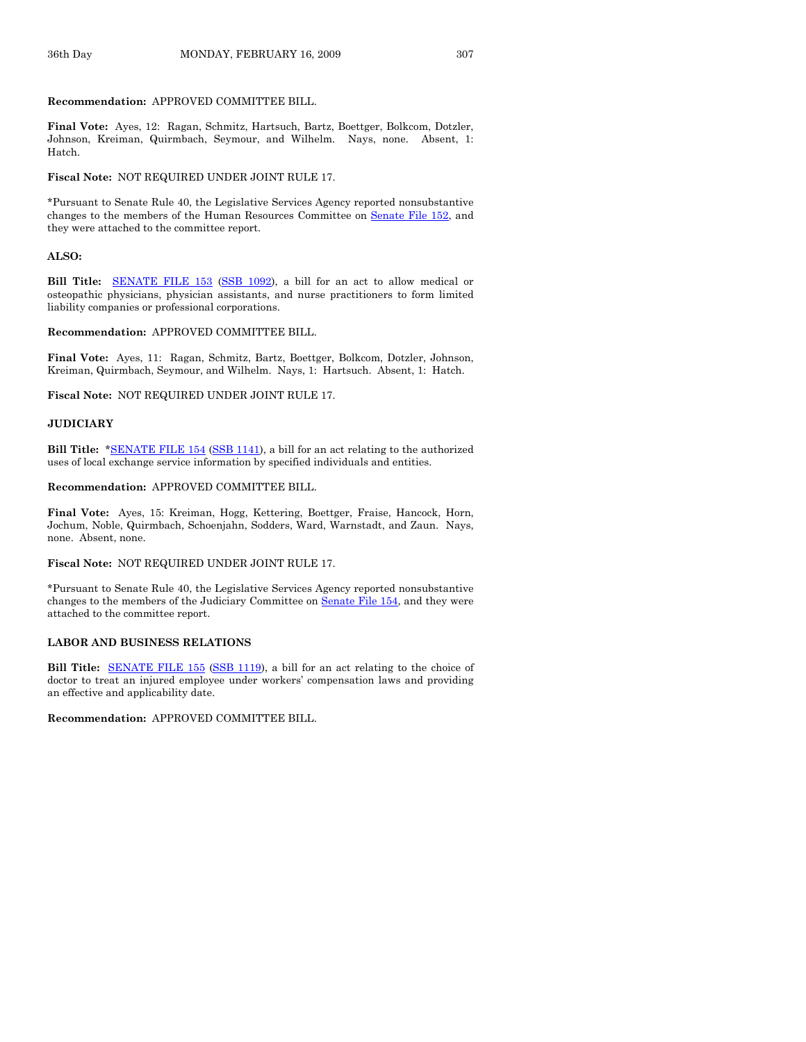**Recommendation:** APPROVED COMMITTEE BILL.

**Final Vote:** Ayes, 12: Ragan, Schmitz, Hartsuch, Bartz, Boettger, Bolkcom, Dotzler, Johnson, Kreiman, Quirmbach, Seymour, and Wilhelm. Nays, none. Absent, 1: Hatch.

**Fiscal Note:** NOT REQUIRED UNDER JOINT RULE 17.

*Pursuant to Senate Rule 40, the Legislative Services Agency reported nonsubstantive changes to the members of the Human Resources Committee on Senate File 152, and they were attached to the committee report.

**ALSO:**

**Bill Title:** SENATE FILE 153 (SSB 1092), a bill for an act to allow medical or osteopathic physicians, physician assistants, and nurse practitioners to form limited liability companies or professional corporations.

**Recommendation:** APPROVED COMMITTEE BILL.

**Final Vote:** Ayes, 11: Ragan, Schmitz, Bartz, Boettger, Bolkcom, Dotzler, Johnson, Kreiman, Quirmbach, Seymour, and Wilhelm. Nays, 1: Hartsuch. Absent, 1: Hatch.

**Fiscal Note:** NOT REQUIRED UNDER JOINT RULE 17.

**JUDICIARY**

**Bill Title:** *SENATE FILE 154 (SSB 1141), a bill for an act relating to the authorized uses of local exchange service information by specified individuals and entities.

**Recommendation:** APPROVED COMMITTEE BILL.

**Final Vote:** Ayes, 15: Kreiman, Hogg, Kettering, Boettger, Fraise, Hancock, Horn, Jochum, Noble, Quirmbach, Schoenjahn, Sodders, Ward, Warnstadt, and Zaun. Nays, none. Absent, none.

**Fiscal Note:** NOT REQUIRED UNDER JOINT RULE 17.

*Pursuant to Senate Rule 40, the Legislative Services Agency reported nonsubstantive changes to the members of the Judiciary Committee on Senate File 154, and they were attached to the committee report.

**LABOR AND BUSINESS RELATIONS**

**Bill Title:** SENATE FILE 155 (SSB 1119), a bill for an act relating to the choice of doctor to treat an injured employee under workers' compensation laws and providing an effective and applicability date.

**Recommendation:** APPROVED COMMITTEE BILL.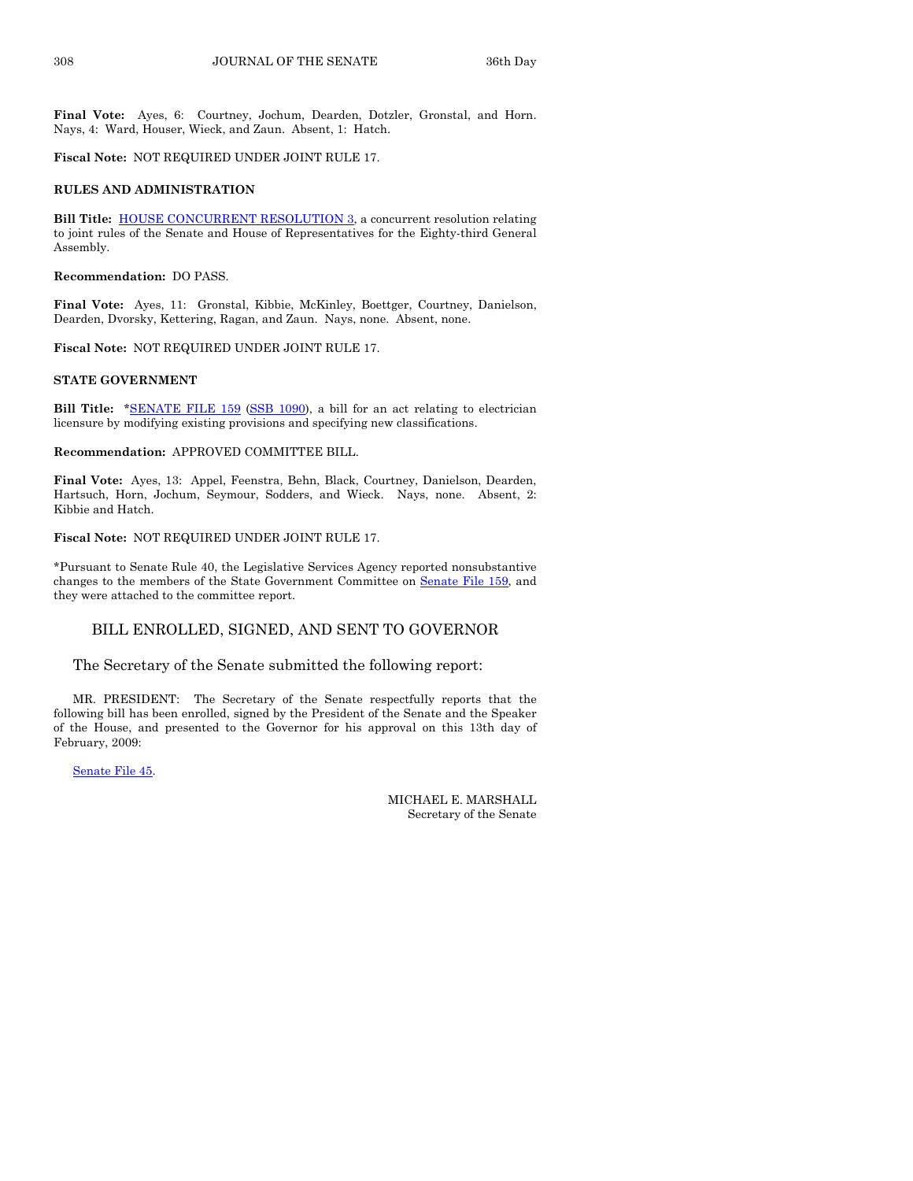**Final Vote:** Ayes, 6: Courtney, Jochum, Dearden, Dotzler, Gronstal, and Horn. Nays, 4: Ward, Houser, Wieck, and Zaun. Absent, 1: Hatch.

**Fiscal Note:** NOT REQUIRED UNDER JOINT RULE 17.

**RULES AND ADMINISTRATION**

**Bill Title:** HOUSE CONCURRENT RESOLUTION 3, a concurrent resolution relating to joint rules of the Senate and House of Representatives for the Eighty-third General Assembly.

**Recommendation:** DO PASS.

**Final Vote:** Ayes, 11: Gronstal, Kibbie, McKinley, Boettger, Courtney, Danielson, Dearden, Dvorsky, Kettering, Ragan, and Zaun. Nays, none. Absent, none.

**Fiscal Note:** NOT REQUIRED UNDER JOINT RULE 17.

**STATE GOVERNMENT**

**Bill Title:** *SENATE FILE 159 (SSB 1090), a bill for an act relating to electrician licensure by modifying existing provisions and specifying new classifications.

**Recommendation:** APPROVED COMMITTEE BILL.

**Final Vote:** Ayes, 13: Appel, Feenstra, Behn, Black, Courtney, Danielson, Dearden, Hartsuch, Horn, Jochum, Seymour, Sodders, and Wieck. Nays, none. Absent, 2: Kibbie and Hatch.

**Fiscal Note:** NOT REQUIRED UNDER JOINT RULE 17.

*Pursuant to Senate Rule 40, the Legislative Services Agency reported nonsubstantive changes to the members of the State Government Committee on Senate File 159, and they were attached to the committee report.

## BILL ENROLLED, SIGNED, AND SENT TO GOVERNOR

The Secretary of the Senate submitted the following report:

MR. PRESIDENT: The Secretary of the Senate respectfully reports that the following bill has been enrolled, signed by the President of the Senate and the Speaker of the House, and presented to the Governor for his approval on this 13th day of February, 2009:

Senate File 45.

MICHAEL E. MARSHALL
Secretary of the Senate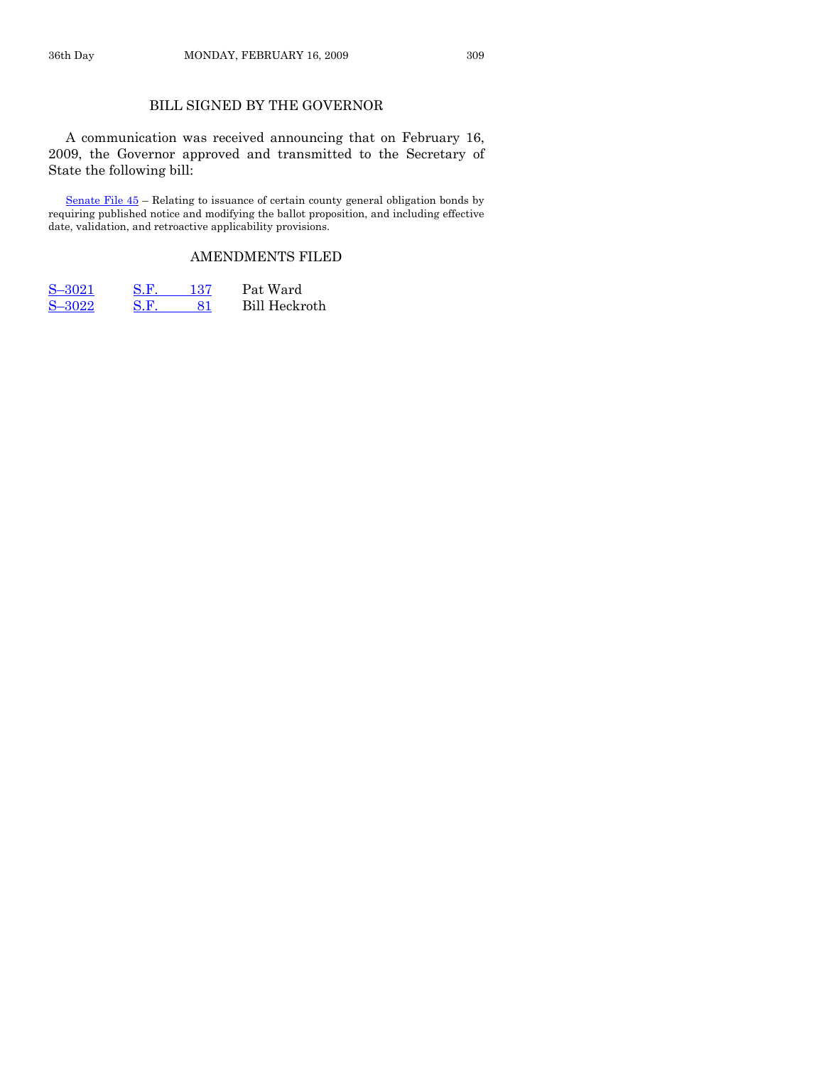## BILL SIGNED BY THE GOVERNOR

A communication was received announcing that on February 16, 2009, the Governor approved and transmitted to the Secretary of State the following bill:

Senate File 45 – Relating to issuance of certain county general obligation bonds by requiring published notice and modifying the ballot proposition, and including effective date, validation, and retroactive applicability provisions.

## AMENDMENTS FILED

| | | |
|---|---|---|
| S–3021 | S.F. 137 | Pat Ward |
| S–3022 | S.F. 81 | Bill Heckroth |